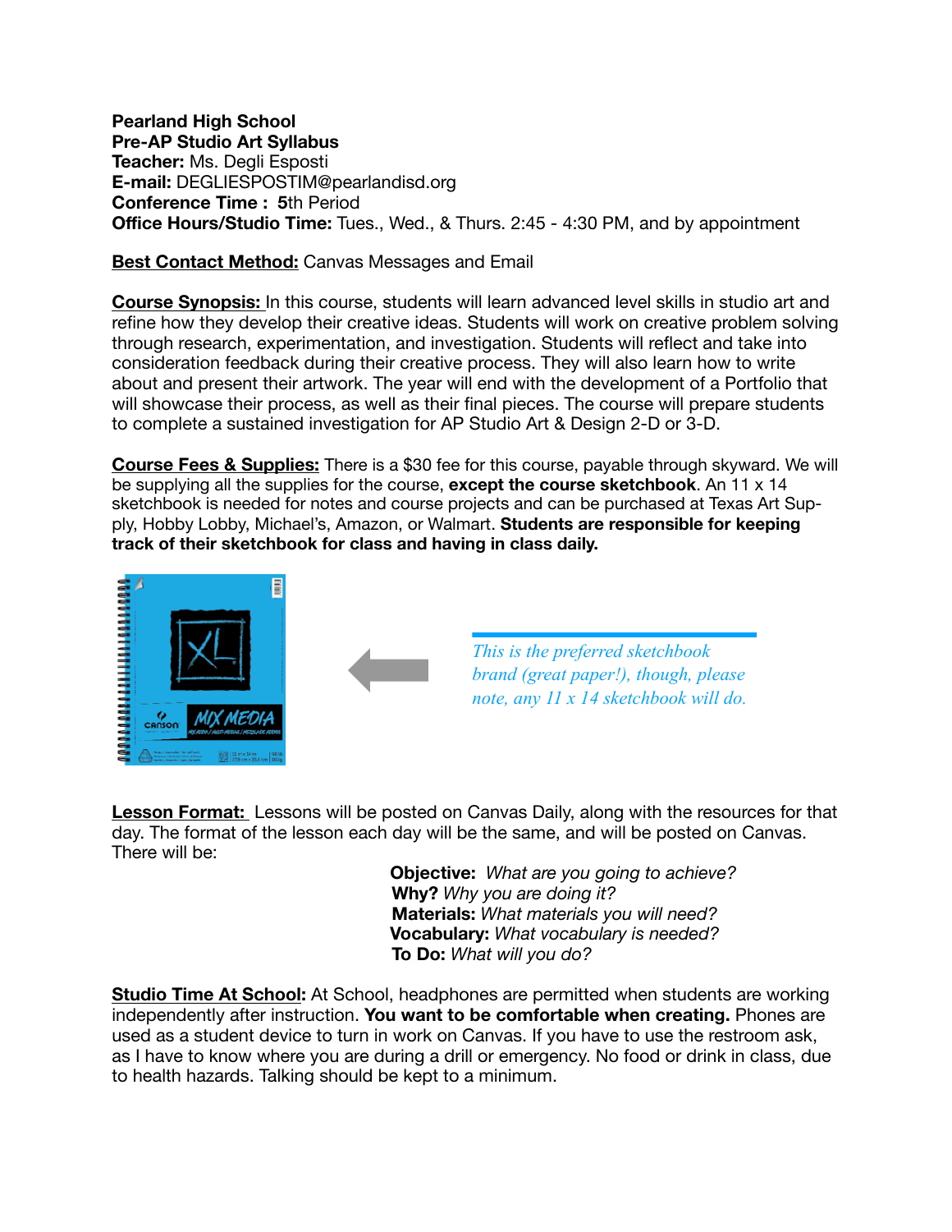**Pearland High School**
**Pre-AP Studio Art Syllabus**
**Teacher:** Ms. Degli Esposti
**E-mail:** DEGLIESPOSTIM@pearlandisd.org
**Conference Time :** 5th Period
**Office Hours/Studio Time:** Tues., Wed., & Thurs. 2:45 - 4:30 PM, and by appointment

**Best Contact Method:** Canvas Messages and Email

**Course Synopsis:** In this course, students will learn advanced level skills in studio art and refine how they develop their creative ideas. Students will work on creative problem solving through research, experimentation, and investigation. Students will reflect and take into consideration feedback during their creative process. They will also learn how to write about and present their artwork. The year will end with the development of a Portfolio that will showcase their process, as well as their final pieces. The course will prepare students to complete a sustained investigation for AP Studio Art & Design 2-D or 3-D.

**Course Fees & Supplies:** There is a $30 fee for this course, payable through skyward. We will be supplying all the supplies for the course, **except the course sketchbook**. An 11 x 14 sketchbook is needed for notes and course projects and can be purchased at Texas Art Supply, Hobby Lobby, Michael's, Amazon, or Walmart. **Students are responsible for keeping track of their sketchbook for class and having in class daily.**

*This is the preferred sketchbook brand (great paper!), though, please note, any 11 x 14 sketchbook will do.*

**Lesson Format:** Lessons will be posted on Canvas Daily, along with the resources for that day. The format of the lesson each day will be the same, and will be posted on Canvas. There will be:

**Objective:** *What are you going to achieve?*
**Why?** *Why you are doing it?*
**Materials:** *What materials you will need?*
**Vocabulary:** *What vocabulary is needed?*
**To Do:** *What will you do?*

**Studio Time At School:** At School, headphones are permitted when students are working independently after instruction. **You want to be comfortable when creating.** Phones are used as a student device to turn in work on Canvas. If you have to use the restroom ask, as I have to know where you are during a drill or emergency. No food or drink in class, due to health hazards. Talking should be kept to a minimum.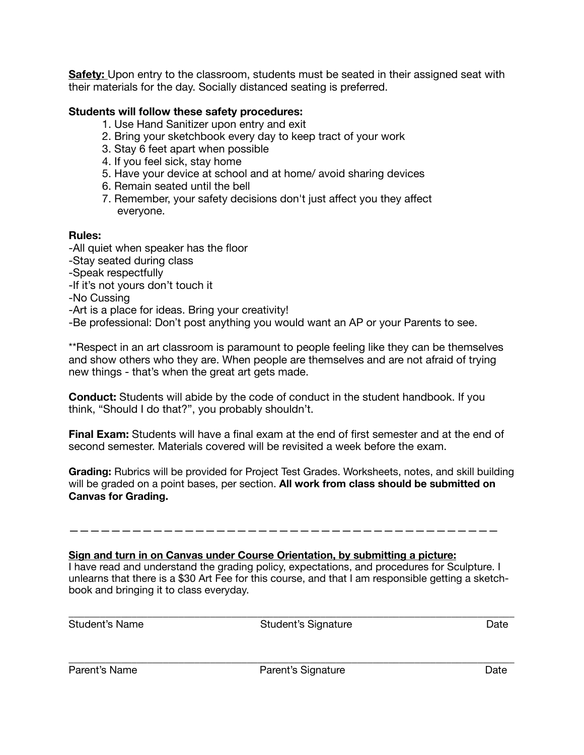**<u>Safety:</u>** Upon entry to the classroom, students must be seated in their assigned seat with their materials for the day. Socially distanced seating is preferred.

**Students will follow these safety procedures:**

1. Use Hand Sanitizer upon entry and exit
2. Bring your sketchbook every day to keep tract of your work
3. Stay 6 feet apart when possible
4. If you feel sick, stay home
5. Have your device at school and at home/ avoid sharing devices
6. Remain seated until the bell
7. Remember, your safety decisions don't just affect you they affect everyone.

**Rules:**

-All quiet when speaker has the floor
-Stay seated during class
-Speak respectfully
-If it's not yours don't touch it
-No Cussing
-Art is a place for ideas. Bring your creativity!
-Be professional: Don't post anything you would want an AP or your Parents to see.

**Respect in an art classroom is paramount to people feeling like they can be themselves and show others who they are. When people are themselves and are not afraid of trying new things - that's when the great art gets made.

**Conduct:** Students will abide by the code of conduct in the student handbook. If you think, "Should I do that?", you probably shouldn't.

**Final Exam:** Students will have a final exam at the end of first semester and at the end of second semester. Materials covered will be revisited a week before the exam.

**Grading:** Rubrics will be provided for Project Test Grades. Worksheets, notes, and skill building will be graded on a point bases, per section. **All work from class should be submitted on Canvas for Grading.**

— — — — — — — — — — — — — — — — — — — — — — — — — — — — — — — — — — — — — — — — — — —

**<u>Sign and turn in on Canvas under Course Orientation, by submitting a picture:</u>**
I have read and understand the grading policy, expectations, and procedures for Sculpture. I unlearns that there is a $30 Art Fee for this course, and that I am responsible getting a sketch-book and bringing it to class everyday.

______________________________________________________________________________

Student's Name | Student's Signature | Date

______________________________________________________________________________

Parent's Name | Parent's Signature | Date